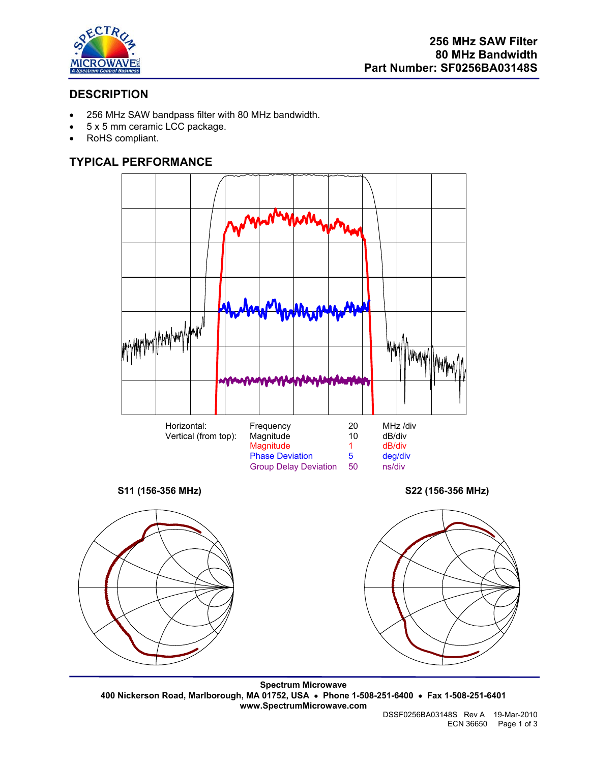# 256 MHz SAW Filter
## 80 MHz Bandwidth
## Part Number: SF0256BA03148S

## DESCRIPTION

- 256 MHz SAW bandpass filter with 80 MHz bandwidth.
- 5 x 5 mm ceramic LCC package.
- RoHS compliant.

## TYPICAL PERFORMANCE

| | | | |
|---|---|---|---|
| Horizontal: | Frequency | 20 | MHz /div |
| Vertical (from top): | Magnitude | 10 | dB/div |
| | Magnitude | 1 | dB/div |
| | Phase Deviation | 5 | deg/div |
| | Group Delay Deviation | 50 | ns/div |

**S11 (156-356 MHz)**

**S22 (156-356 MHz)**

**Spectrum Microwave**
**400 Nickerson Road, Marlborough, MA 01752, USA • Phone 1-508-251-6400 • Fax 1-508-251-6401**
**www.SpectrumMicrowave.com**

DSSF0256BA03148S Rev A 19-Mar-2010
ECN 36650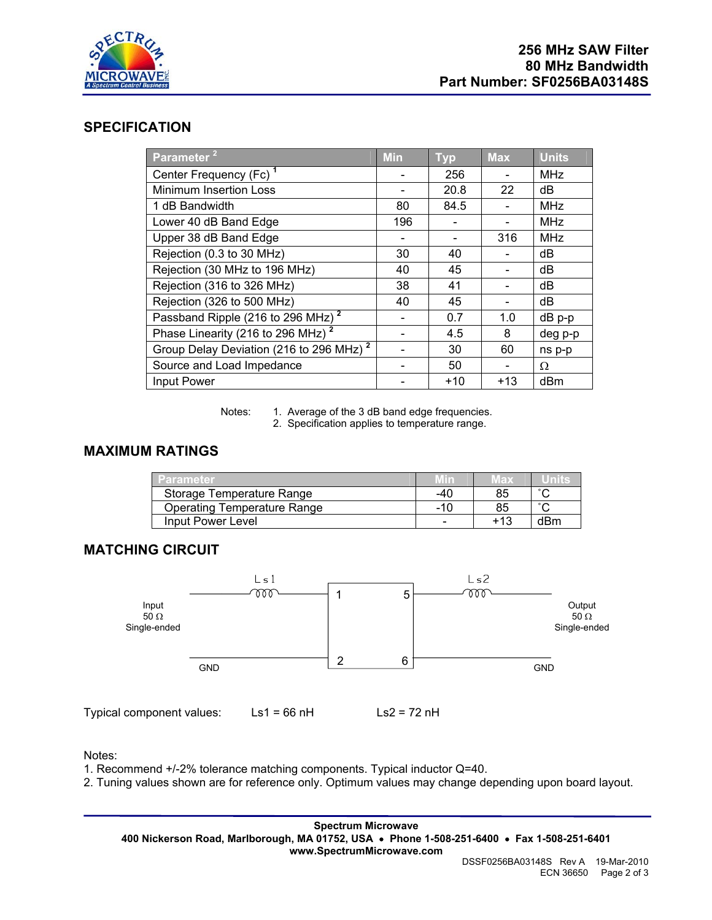# 256 MHz SAW Filter
## 80 MHz Bandwidth
## Part Number: SF0256BA03148S

## SPECIFICATION

| Parameter [2] | Min | Typ | Max | Units |
|---|---|---|---|---|
| Center Frequency (Fc) [1] | - | 256 | - | MHz |
| Minimum Insertion Loss | - | 20.8 | 22 | dB |
| 1 dB Bandwidth | 80 | 84.5 | - | MHz |
| Lower 40 dB Band Edge | 196 | - | - | MHz |
| Upper 38 dB Band Edge | - | - | 316 | MHz |
| Rejection (0.3 to 30 MHz) | 30 | 40 | - | dB |
| Rejection (30 MHz to 196 MHz) | 40 | 45 | - | dB |
| Rejection (316 to 326 MHz) | 38 | 41 | - | dB |
| Rejection (326 to 500 MHz) | 40 | 45 | - | dB |
| Passband Ripple (216 to 296 MHz) [2] | - | 0.7 | 1.0 | dB p-p |
| Phase Linearity (216 to 296 MHz) [2] | - | 4.5 | 8 | deg p-p |
| Group Delay Deviation (216 to 296 MHz) [2] | - | 30 | 60 | ns p-p |
| Source and Load Impedance | - | 50 | - | Ω |
| Input Power | - | +10 | +13 | dBm |

Notes:
1. Average of the 3 dB band edge frequencies.
2. Specification applies to temperature range.

## MAXIMUM RATINGS

| Parameter | Min | Max | Units |
|---|---|---|---|
| Storage Temperature Range | -40 | 85 | ˚C |
| Operating Temperature Range | -10 | 85 | ˚C |
| Input Power Level | - | +13 | dBm |

## MATCHING CIRCUIT

Input 50 Ω Single-ended — Ls1 — pin 1; pin 2 — GND

Output 50 Ω Single-ended — Ls2 — pin 5; pin 6 — GND

Typical component values: Ls1 = 66 nH Ls2 = 72 nH

Notes:
1. Recommend +/-2% tolerance matching components. Typical inductor Q=40.
2. Tuning values shown are for reference only. Optimum values may change depending upon board layout.

**Spectrum Microwave**
**400 Nickerson Road, Marlborough, MA 01752, USA • Phone 1-508-251-6400 • Fax 1-508-251-6401**
**www.SpectrumMicrowave.com**

DSSF0256BA03148S Rev A 19-Mar-2010
ECN 36650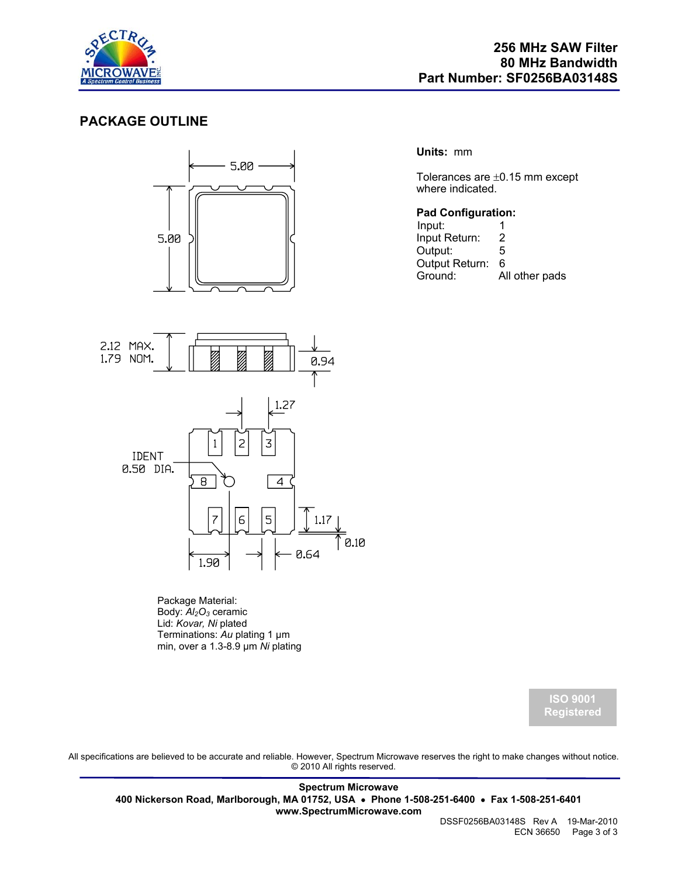## 256 MHz SAW Filter
## 80 MHz Bandwidth
## Part Number: SF0256BA03148S

## PACKAGE OUTLINE

5.00

5.00

2.12 MAX.
1.79 NOM.

0.94

1.27

IDENT
0.50 DIA.

1 2 3
8 4
7 6 5

1.17

0.10

1.90

0.64

**Units:** mm

Tolerances are ±0.15 mm except where indicated.

**Pad Configuration:**

| | |
|---|---|
| Input: | 1 |
| Input Return: | 2 |
| Output: | 5 |
| Output Return: | 6 |
| Ground: | All other pads |

Package Material:
Body: $Al_2O_3$ ceramic
Lid: *Kovar, Ni* plated
Terminations: *Au* plating 1 μm min, over a 1.3-8.9 μm *Ni* plating

ISO 9001 Registered

All specifications are believed to be accurate and reliable. However, Spectrum Microwave reserves the right to make changes without notice.
© 2010 All rights reserved.

**Spectrum Microwave**
**400 Nickerson Road, Marlborough, MA 01752, USA • Phone 1-508-251-6400 • Fax 1-508-251-6401**
**www.SpectrumMicrowave.com**

DSSF0256BA03148S Rev A 19-Mar-2010
ECN 36650